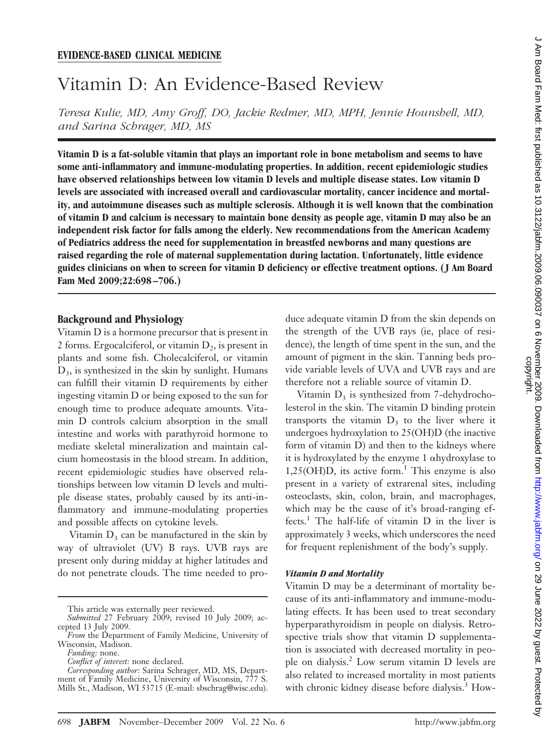**EVIDENCE-BASED CLINICAL MEDICINE**

# Vitamin D: An Evidence-Based Review

*Teresa Kulie, MD, Amy Groff, DO, Jackie Redmer, MD, MPH, Jennie Hounshell, MD, and Sarina Schrager, MD, MS*

**Vitamin D is a fat-soluble vitamin that plays an important role in bone metabolism and seems to have some anti-inflammatory and immune-modulating properties. In addition, recent epidemiologic studies have observed relationships between low vitamin D levels and multiple disease states. Low vitamin D levels are associated with increased overall and cardiovascular mortality, cancer incidence and mortality, and autoimmune diseases such as multiple sclerosis. Although it is well known that the combination of vitamin D and calcium is necessary to maintain bone density as people age, vitamin D may also be an independent risk factor for falls among the elderly. New recommendations from the American Academy of Pediatrics address the need for supplementation in breastfed newborns and many questions are raised regarding the role of maternal supplementation during lactation. Unfortunately, little evidence guides clinicians on when to screen for vitamin D deficiency or effective treatment options. (J Am Board Fam Med 2009;22:698–706.)**

## Background and Physiology

Vitamin D is a hormone precursor that is present in 2 forms. Ergocalciferol, or vitamin $D_2$, is present in plants and some fish. Cholecalciferol, or vitamin $D_3$, is synthesized in the skin by sunlight. Humans can fulfill their vitamin D requirements by either ingesting vitamin D or being exposed to the sun for enough time to produce adequate amounts. Vitamin D controls calcium absorption in the small intestine and works with parathyroid hormone to mediate skeletal mineralization and maintain calcium homeostasis in the blood stream. In addition, recent epidemiologic studies have observed relationships between low vitamin D levels and multiple disease states, probably caused by its anti-inflammatory and immune-modulating properties and possible affects on cytokine levels.

Vitamin $D_3$ can be manufactured in the skin by way of ultraviolet (UV) B rays. UVB rays are present only during midday at higher latitudes and do not penetrate clouds. The time needed to produce adequate vitamin D from the skin depends on the strength of the UVB rays (ie, place of residence), the length of time spent in the sun, and the amount of pigment in the skin. Tanning beds provide variable levels of UVA and UVB rays and are therefore not a reliable source of vitamin D.

Vitamin $D_3$ is synthesized from 7-dehydrocholesterol in the skin. The vitamin D binding protein transports the vitamin $D_3$ to the liver where it undergoes hydroxylation to 25(OH)D (the inactive form of vitamin D) and then to the kidneys where it is hydroxylated by the enzyme 1 αhydroxylase to 1,25(OH)D, its active form.[1] This enzyme is also present in a variety of extrarenal sites, including osteoclasts, skin, colon, brain, and macrophages, which may be the cause of it's broad-ranging effects.[1] The half-life of vitamin D in the liver is approximately 3 weeks, which underscores the need for frequent replenishment of the body's supply.

### *Vitamin D and Mortality*

Vitamin D may be a determinant of mortality because of its anti-inflammatory and immune-modulating effects. It has been used to treat secondary hyperparathyroidism in people on dialysis. Retrospective trials show that vitamin D supplementation is associated with decreased mortality in people on dialysis.[2] Low serum vitamin D levels are also related to increased mortality in most patients with chronic kidney disease before dialysis.[3] How-

This article was externally peer reviewed.

*Submitted* 27 February 2009; revised 10 July 2009; accepted 13 July 2009.

*From* the Department of Family Medicine, University of Wisconsin, Madison.

*Funding:* none.

*Conflict of interest:* none declared.

*Corresponding author:* Sarina Schrager, MD, MS, Department of Family Medicine, University of Wisconsin, 777 S. Mills St., Madison, WI 53715 (E-mail: sbschrag@wisc.edu).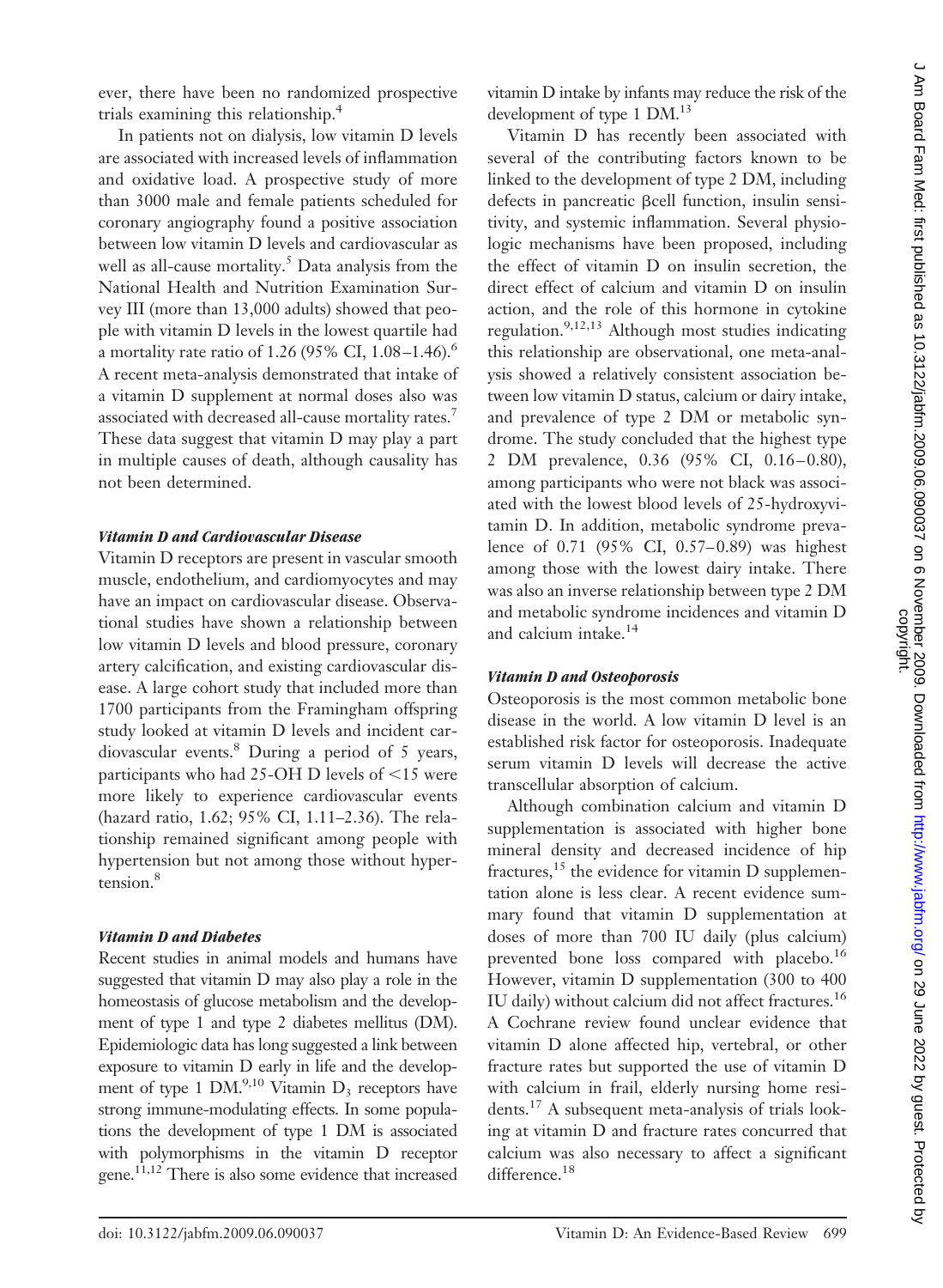ever, there have been no randomized prospective trials examining this relationship.[4]

In patients not on dialysis, low vitamin D levels are associated with increased levels of inflammation and oxidative load. A prospective study of more than 3000 male and female patients scheduled for coronary angiography found a positive association between low vitamin D levels and cardiovascular as well as all-cause mortality.[5] Data analysis from the National Health and Nutrition Examination Survey III (more than 13,000 adults) showed that people with vitamin D levels in the lowest quartile had a mortality rate ratio of 1.26 (95% CI, 1.08–1.46).[6] A recent meta-analysis demonstrated that intake of a vitamin D supplement at normal doses also was associated with decreased all-cause mortality rates.[7] These data suggest that vitamin D may play a part in multiple causes of death, although causality has not been determined.

### *Vitamin D and Cardiovascular Disease*

Vitamin D receptors are present in vascular smooth muscle, endothelium, and cardiomyocytes and may have an impact on cardiovascular disease. Observational studies have shown a relationship between low vitamin D levels and blood pressure, coronary artery calcification, and existing cardiovascular disease. A large cohort study that included more than 1700 participants from the Framingham offspring study looked at vitamin D levels and incident cardiovascular events.[8] During a period of 5 years, participants who had 25-OH D levels of $<15$ were more likely to experience cardiovascular events (hazard ratio, 1.62; 95% CI, 1.11–2.36). The relationship remained significant among people with hypertension but not among those without hypertension.[8]

### *Vitamin D and Diabetes*

Recent studies in animal models and humans have suggested that vitamin D may also play a role in the homeostasis of glucose metabolism and the development of type 1 and type 2 diabetes mellitus (DM). Epidemiologic data has long suggested a link between exposure to vitamin D early in life and the development of type 1 DM.[9,10] Vitamin $D_3$ receptors have strong immune-modulating effects. In some populations the development of type 1 DM is associated with polymorphisms in the vitamin D receptor gene.[11,12] There is also some evidence that increased vitamin D intake by infants may reduce the risk of the development of type 1 DM.[13]

Vitamin D has recently been associated with several of the contributing factors known to be linked to the development of type 2 DM, including defects in pancreatic $\beta$cell function, insulin sensitivity, and systemic inflammation. Several physiologic mechanisms have been proposed, including the effect of vitamin D on insulin secretion, the direct effect of calcium and vitamin D on insulin action, and the role of this hormone in cytokine regulation.[9,12,13] Although most studies indicating this relationship are observational, one meta-analysis showed a relatively consistent association between low vitamin D status, calcium or dairy intake, and prevalence of type 2 DM or metabolic syndrome. The study concluded that the highest type 2 DM prevalence, 0.36 (95% CI, 0.16–0.80), among participants who were not black was associated with the lowest blood levels of 25-hydroxyvitamin D. In addition, metabolic syndrome prevalence of 0.71 (95% CI, 0.57–0.89) was highest among those with the lowest dairy intake. There was also an inverse relationship between type 2 DM and metabolic syndrome incidences and vitamin D and calcium intake.[14]

### *Vitamin D and Osteoporosis*

Osteoporosis is the most common metabolic bone disease in the world. A low vitamin D level is an established risk factor for osteoporosis. Inadequate serum vitamin D levels will decrease the active transcellular absorption of calcium.

Although combination calcium and vitamin D supplementation is associated with higher bone mineral density and decreased incidence of hip fractures,[15] the evidence for vitamin D supplementation alone is less clear. A recent evidence summary found that vitamin D supplementation at doses of more than 700 IU daily (plus calcium) prevented bone loss compared with placebo.[16] However, vitamin D supplementation (300 to 400 IU daily) without calcium did not affect fractures.[16] A Cochrane review found unclear evidence that vitamin D alone affected hip, vertebral, or other fracture rates but supported the use of vitamin D with calcium in frail, elderly nursing home residents.[17] A subsequent meta-analysis of trials looking at vitamin D and fracture rates concurred that calcium was also necessary to affect a significant difference.[18]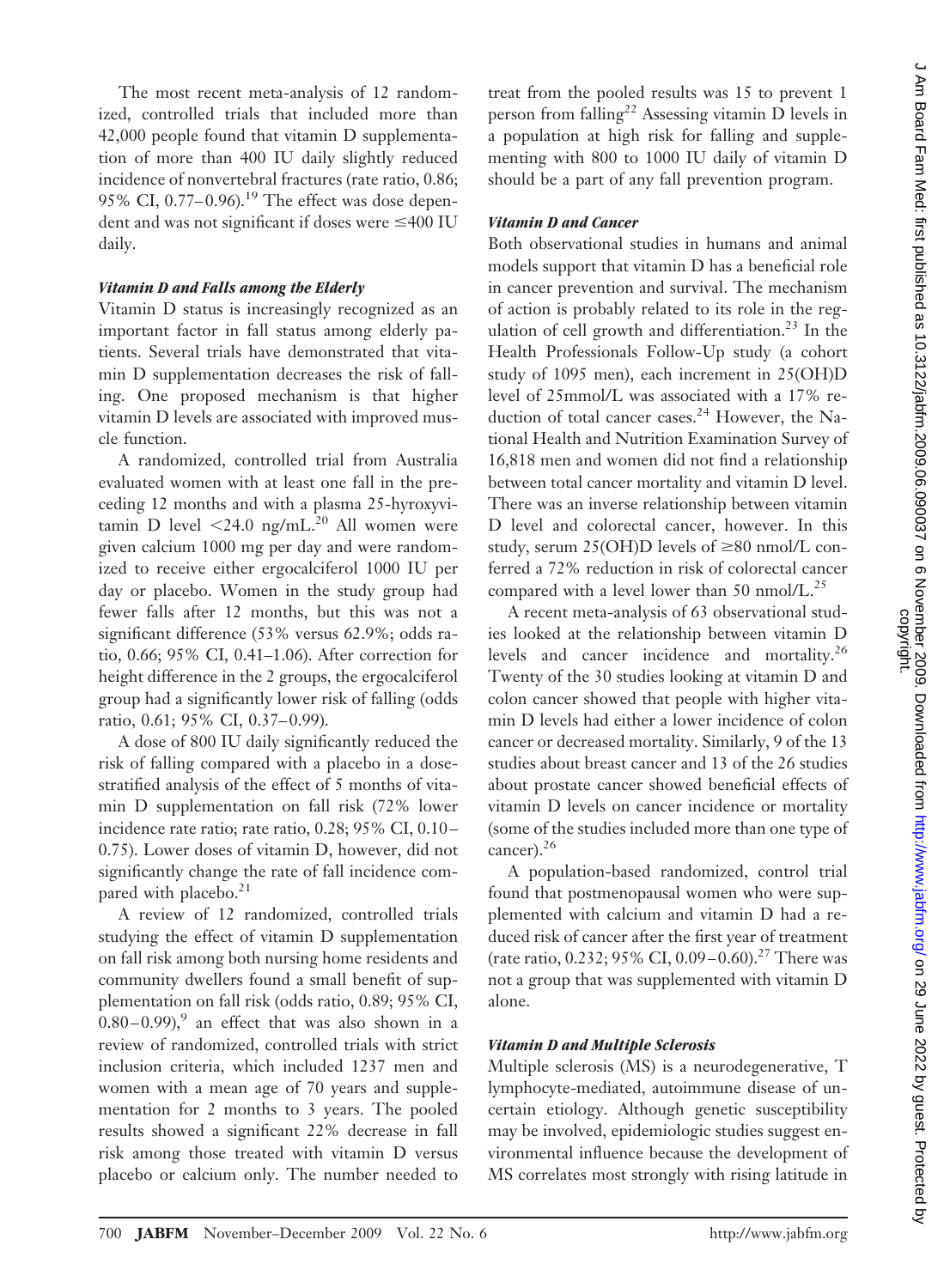The most recent meta-analysis of 12 randomized, controlled trials that included more than 42,000 people found that vitamin D supplementation of more than 400 IU daily slightly reduced incidence of nonvertebral fractures (rate ratio, 0.86; 95% CI, 0.77–0.96).[19] The effect was dose dependent and was not significant if doses were ≤400 IU daily.

### *Vitamin D and Falls among the Elderly*

Vitamin D status is increasingly recognized as an important factor in fall status among elderly patients. Several trials have demonstrated that vitamin D supplementation decreases the risk of falling. One proposed mechanism is that higher vitamin D levels are associated with improved muscle function.

A randomized, controlled trial from Australia evaluated women with at least one fall in the preceding 12 months and with a plasma 25-hyroxyvitamin D level <24.0 ng/mL.[20] All women were given calcium 1000 mg per day and were randomized to receive either ergocalciferol 1000 IU per day or placebo. Women in the study group had fewer falls after 12 months, but this was not a significant difference (53% versus 62.9%; odds ratio, 0.66; 95% CI, 0.41–1.06). After correction for height difference in the 2 groups, the ergocalciferol group had a significantly lower risk of falling (odds ratio, 0.61; 95% CI, 0.37–0.99).

A dose of 800 IU daily significantly reduced the risk of falling compared with a placebo in a dose-stratified analysis of the effect of 5 months of vitamin D supplementation on fall risk (72% lower incidence rate ratio; rate ratio, 0.28; 95% CI, 0.10–0.75). Lower doses of vitamin D, however, did not significantly change the rate of fall incidence compared with placebo.[21]

A review of 12 randomized, controlled trials studying the effect of vitamin D supplementation on fall risk among both nursing home residents and community dwellers found a small benefit of supplementation on fall risk (odds ratio, 0.89; 95% CI, 0.80–0.99),[9] an effect that was also shown in a review of randomized, controlled trials with strict inclusion criteria, which included 1237 men and women with a mean age of 70 years and supplementation for 2 months to 3 years. The pooled results showed a significant 22% decrease in fall risk among those treated with vitamin D versus placebo or calcium only. The number needed to treat from the pooled results was 15 to prevent 1 person from falling[22] Assessing vitamin D levels in a population at high risk for falling and supplementing with 800 to 1000 IU daily of vitamin D should be a part of any fall prevention program.

### *Vitamin D and Cancer*

Both observational studies in humans and animal models support that vitamin D has a beneficial role in cancer prevention and survival. The mechanism of action is probably related to its role in the regulation of cell growth and differentiation.[23] In the Health Professionals Follow-Up study (a cohort study of 1095 men), each increment in 25(OH)D level of 25mmol/L was associated with a 17% reduction of total cancer cases.[24] However, the National Health and Nutrition Examination Survey of 16,818 men and women did not find a relationship between total cancer mortality and vitamin D level. There was an inverse relationship between vitamin D level and colorectal cancer, however. In this study, serum 25(OH)D levels of ≥80 nmol/L conferred a 72% reduction in risk of colorectal cancer compared with a level lower than 50 nmol/L.[25]

A recent meta-analysis of 63 observational studies looked at the relationship between vitamin D levels and cancer incidence and mortality.[26] Twenty of the 30 studies looking at vitamin D and colon cancer showed that people with higher vitamin D levels had either a lower incidence of colon cancer or decreased mortality. Similarly, 9 of the 13 studies about breast cancer and 13 of the 26 studies about prostate cancer showed beneficial effects of vitamin D levels on cancer incidence or mortality (some of the studies included more than one type of cancer).[26]

A population-based randomized, control trial found that postmenopausal women who were supplemented with calcium and vitamin D had a reduced risk of cancer after the first year of treatment (rate ratio, 0.232; 95% CI, 0.09–0.60).[27] There was not a group that was supplemented with vitamin D alone.

### *Vitamin D and Multiple Sclerosis*

Multiple sclerosis (MS) is a neurodegenerative, T lymphocyte-mediated, autoimmune disease of uncertain etiology. Although genetic susceptibility may be involved, epidemiologic studies suggest environmental influence because the development of MS correlates most strongly with rising latitude in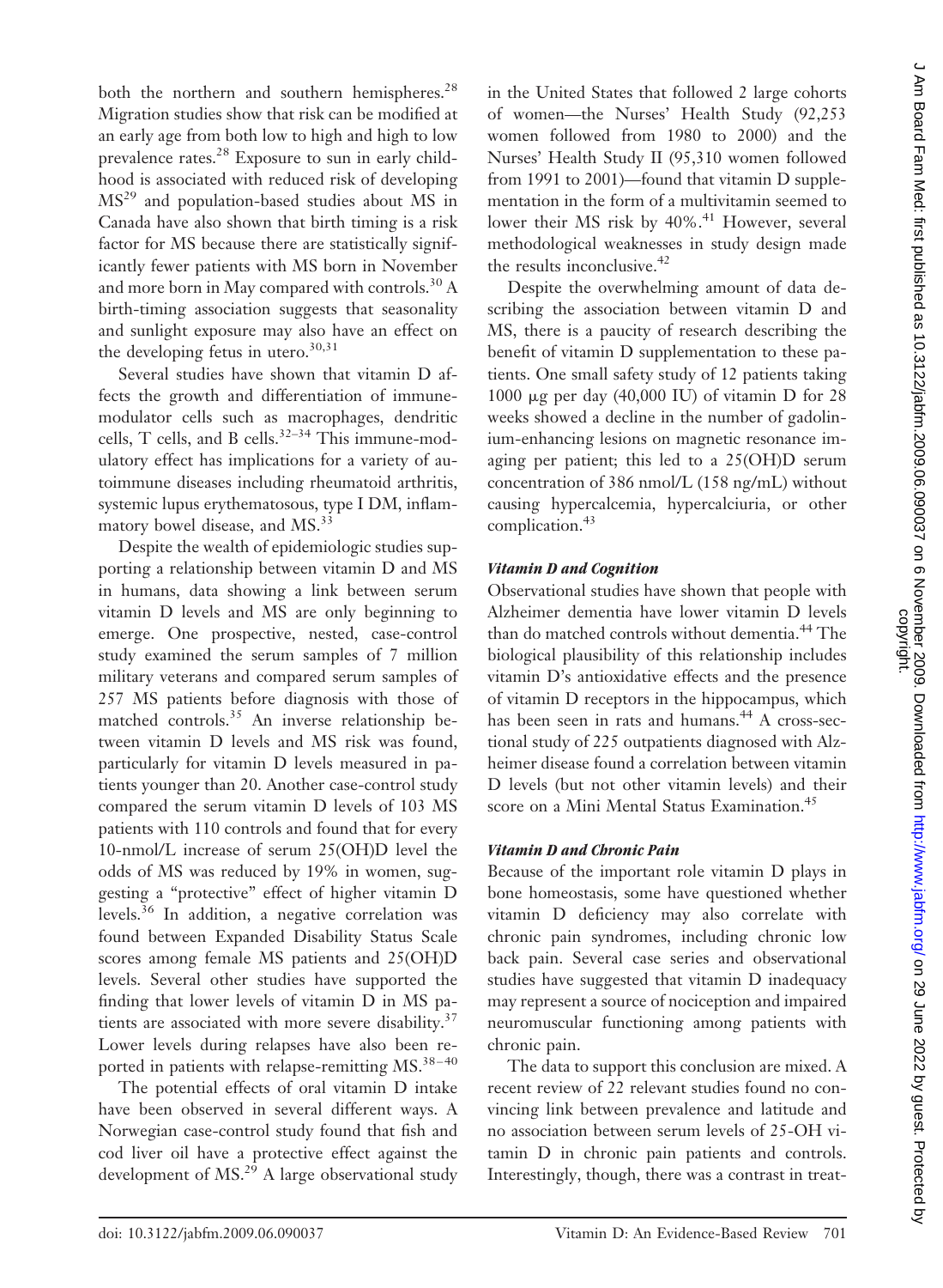both the northern and southern hemispheres.[28] Migration studies show that risk can be modified at an early age from both low to high and high to low prevalence rates.[28] Exposure to sun in early childhood is associated with reduced risk of developing MS[29] and population-based studies about MS in Canada have also shown that birth timing is a risk factor for MS because there are statistically significantly fewer patients with MS born in November and more born in May compared with controls.[30] A birth-timing association suggests that seasonality and sunlight exposure may also have an effect on the developing fetus in utero.[30,31]

Several studies have shown that vitamin D affects the growth and differentiation of immune-modulator cells such as macrophages, dendritic cells, T cells, and B cells.[32–34] This immune-modulatory effect has implications for a variety of autoimmune diseases including rheumatoid arthritis, systemic lupus erythematosous, type I DM, inflammatory bowel disease, and MS.[33]

Despite the wealth of epidemiologic studies supporting a relationship between vitamin D and MS in humans, data showing a link between serum vitamin D levels and MS are only beginning to emerge. One prospective, nested, case-control study examined the serum samples of 7 million military veterans and compared serum samples of 257 MS patients before diagnosis with those of matched controls.[35] An inverse relationship between vitamin D levels and MS risk was found, particularly for vitamin D levels measured in patients younger than 20. Another case-control study compared the serum vitamin D levels of 103 MS patients with 110 controls and found that for every 10-nmol/L increase of serum 25(OH)D level the odds of MS was reduced by 19% in women, suggesting a "protective" effect of higher vitamin D levels.[36] In addition, a negative correlation was found between Expanded Disability Status Scale scores among female MS patients and 25(OH)D levels. Several other studies have supported the finding that lower levels of vitamin D in MS patients are associated with more severe disability.[37] Lower levels during relapses have also been reported in patients with relapse-remitting MS.[38–40]

The potential effects of oral vitamin D intake have been observed in several different ways. A Norwegian case-control study found that fish and cod liver oil have a protective effect against the development of MS.[29] A large observational study in the United States that followed 2 large cohorts of women—the Nurses' Health Study (92,253 women followed from 1980 to 2000) and the Nurses' Health Study II (95,310 women followed from 1991 to 2001)—found that vitamin D supplementation in the form of a multivitamin seemed to lower their MS risk by 40%.[41] However, several methodological weaknesses in study design made the results inconclusive.[42]

Despite the overwhelming amount of data describing the association between vitamin D and MS, there is a paucity of research describing the benefit of vitamin D supplementation to these patients. One small safety study of 12 patients taking 1000 μg per day (40,000 IU) of vitamin D for 28 weeks showed a decline in the number of gadolinium-enhancing lesions on magnetic resonance imaging per patient; this led to a 25(OH)D serum concentration of 386 nmol/L (158 ng/mL) without causing hypercalcemia, hypercalciuria, or other complication.[43]

### *Vitamin D and Cognition*

Observational studies have shown that people with Alzheimer dementia have lower vitamin D levels than do matched controls without dementia.[44] The biological plausibility of this relationship includes vitamin D's antioxidative effects and the presence of vitamin D receptors in the hippocampus, which has been seen in rats and humans.[44] A cross-sectional study of 225 outpatients diagnosed with Alzheimer disease found a correlation between vitamin D levels (but not other vitamin levels) and their score on a Mini Mental Status Examination.[45]

### *Vitamin D and Chronic Pain*

Because of the important role vitamin D plays in bone homeostasis, some have questioned whether vitamin D deficiency may also correlate with chronic pain syndromes, including chronic low back pain. Several case series and observational studies have suggested that vitamin D inadequacy may represent a source of nociception and impaired neuromuscular functioning among patients with chronic pain.

The data to support this conclusion are mixed. A recent review of 22 relevant studies found no convincing link between prevalence and latitude and no association between serum levels of 25-OH vitamin D in chronic pain patients and controls. Interestingly, though, there was a contrast in treat-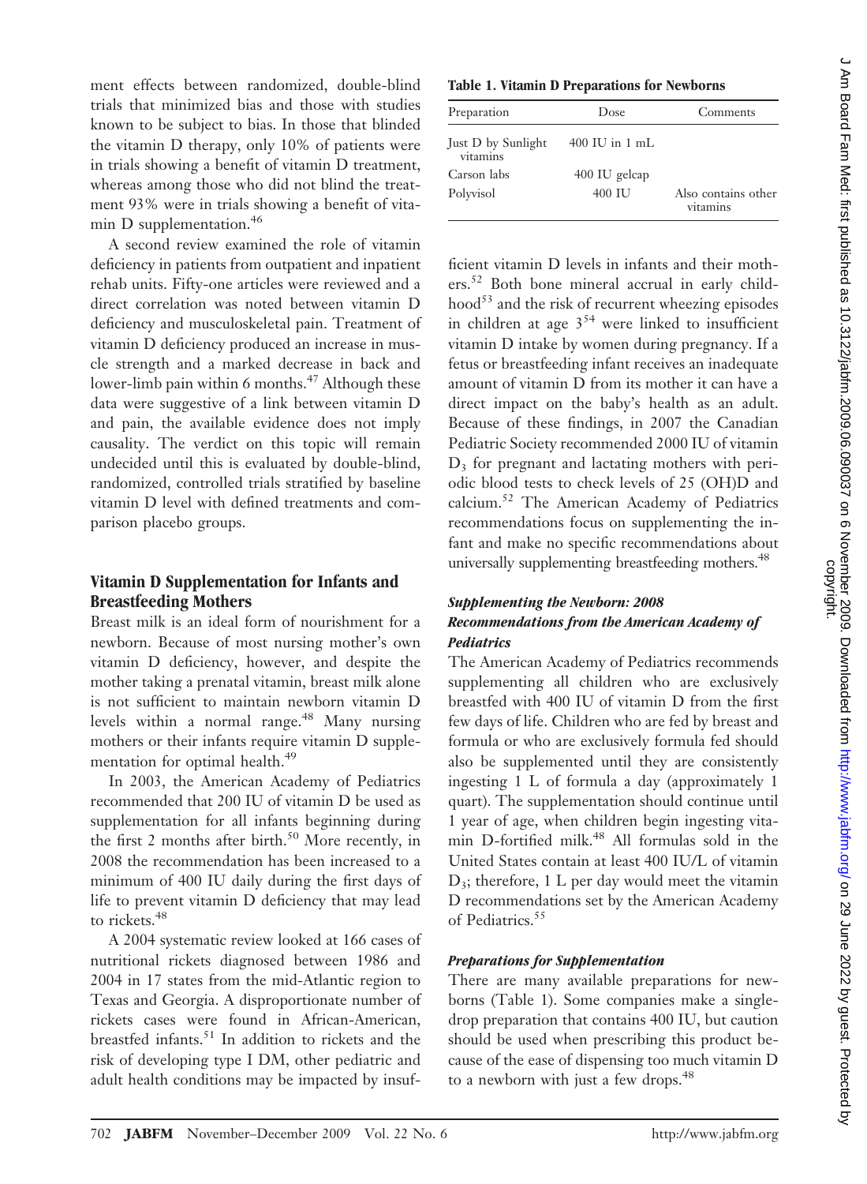ment effects between randomized, double-blind trials that minimized bias and those with studies known to be subject to bias. In those that blinded the vitamin D therapy, only 10% of patients were in trials showing a benefit of vitamin D treatment, whereas among those who did not blind the treatment 93% were in trials showing a benefit of vitamin D supplementation.[46]

A second review examined the role of vitamin deficiency in patients from outpatient and inpatient rehab units. Fifty-one articles were reviewed and a direct correlation was noted between vitamin D deficiency and musculoskeletal pain. Treatment of vitamin D deficiency produced an increase in muscle strength and a marked decrease in back and lower-limb pain within 6 months.[47] Although these data were suggestive of a link between vitamin D and pain, the available evidence does not imply causality. The verdict on this topic will remain undecided until this is evaluated by double-blind, randomized, controlled trials stratified by baseline vitamin D level with defined treatments and comparison placebo groups.

## Vitamin D Supplementation for Infants and Breastfeeding Mothers

Breast milk is an ideal form of nourishment for a newborn. Because of most nursing mother's own vitamin D deficiency, however, and despite the mother taking a prenatal vitamin, breast milk alone is not sufficient to maintain newborn vitamin D levels within a normal range.[48] Many nursing mothers or their infants require vitamin D supplementation for optimal health.[49]

In 2003, the American Academy of Pediatrics recommended that 200 IU of vitamin D be used as supplementation for all infants beginning during the first 2 months after birth.[50] More recently, in 2008 the recommendation has been increased to a minimum of 400 IU daily during the first days of life to prevent vitamin D deficiency that may lead to rickets.[48]

A 2004 systematic review looked at 166 cases of nutritional rickets diagnosed between 1986 and 2004 in 17 states from the mid-Atlantic region to Texas and Georgia. A disproportionate number of rickets cases were found in African-American, breastfed infants.[51] In addition to rickets and the risk of developing type I DM, other pediatric and adult health conditions may be impacted by insufficient vitamin D levels in infants and their mothers.[52] Both bone mineral accrual in early childhood[53] and the risk of recurrent wheezing episodes in children at age 3[54] were linked to insufficient vitamin D intake by women during pregnancy. If a fetus or breastfeeding infant receives an inadequate amount of vitamin D from its mother it can have a direct impact on the baby's health as an adult. Because of these findings, in 2007 the Canadian Pediatric Society recommended 2000 IU of vitamin $D_3$ for pregnant and lactating mothers with periodic blood tests to check levels of 25 (OH)D and calcium.[52] The American Academy of Pediatrics recommendations focus on supplementing the infant and make no specific recommendations about universally supplementing breastfeeding mothers.[48]

**Table 1. Vitamin D Preparations for Newborns**

| Preparation | Dose | Comments |
| --- | --- | --- |
| Just D by Sunlight vitamins | 400 IU in 1 mL | |
| Carson labs | 400 IU gelcap | |
| Polyvisol | 400 IU | Also contains other vitamins |

### *Supplementing the Newborn: 2008 Recommendations from the American Academy of Pediatrics*

The American Academy of Pediatrics recommends supplementing all children who are exclusively breastfed with 400 IU of vitamin D from the first few days of life. Children who are fed by breast and formula or who are exclusively formula fed should also be supplemented until they are consistently ingesting 1 L of formula a day (approximately 1 quart). The supplementation should continue until 1 year of age, when children begin ingesting vitamin D-fortified milk.[48] All formulas sold in the United States contain at least 400 IU/L of vitamin $D_3$; therefore, 1 L per day would meet the vitamin D recommendations set by the American Academy of Pediatrics.[55]

### *Preparations for Supplementation*

There are many available preparations for newborns (Table 1). Some companies make a single-drop preparation that contains 400 IU, but caution should be used when prescribing this product because of the ease of dispensing too much vitamin D to a newborn with just a few drops.[48]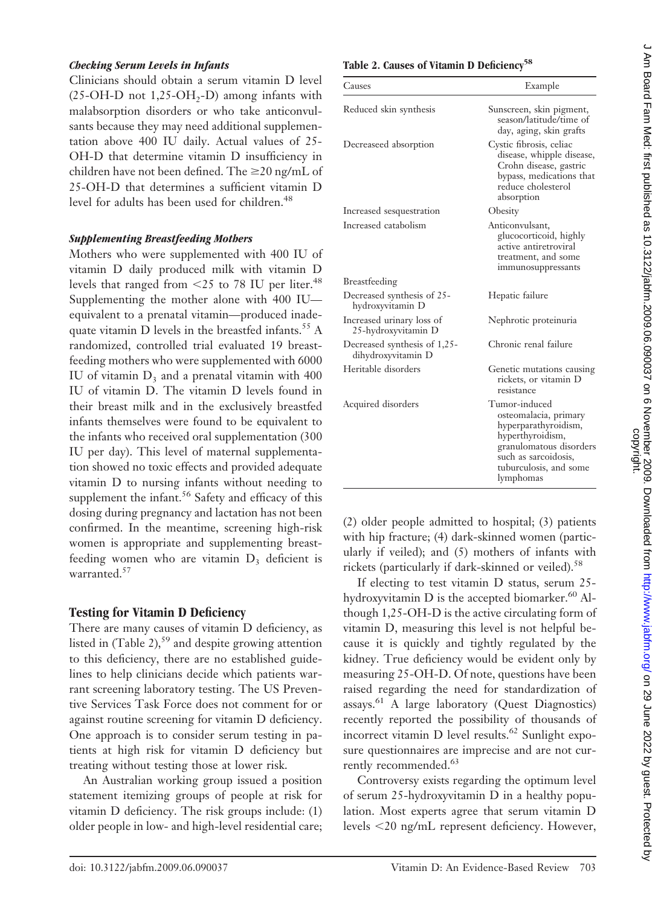### *Checking Serum Levels in Infants*

Clinicians should obtain a serum vitamin D level (25-OH-D not 1,25-$OH_2$-D) among infants with malabsorption disorders or who take anticonvulsants because they may need additional supplementation above 400 IU daily. Actual values of 25-OH-D that determine vitamin D insufficiency in children have not been defined. The ≥20 ng/mL of 25-OH-D that determines a sufficient vitamin D level for adults has been used for children.[48]

### *Supplementing Breastfeeding Mothers*

Mothers who were supplemented with 400 IU of vitamin D daily produced milk with vitamin D levels that ranged from <25 to 78 IU per liter.[48] Supplementing the mother alone with 400 IU—equivalent to a prenatal vitamin—produced inadequate vitamin D levels in the breastfed infants.[55] A randomized, controlled trial evaluated 19 breastfeeding mothers who were supplemented with 6000 IU of vitamin $D_3$ and a prenatal vitamin with 400 IU of vitamin D. The vitamin D levels found in their breast milk and in the exclusively breastfed infants themselves were found to be equivalent to the infants who received oral supplementation (300 IU per day). This level of maternal supplementation showed no toxic effects and provided adequate vitamin D to nursing infants without needing to supplement the infant.[56] Safety and efficacy of this dosing during pregnancy and lactation has not been confirmed. In the meantime, screening high-risk women is appropriate and supplementing breastfeeding women who are vitamin $D_3$ deficient is warranted.[57]

## Testing for Vitamin D Deficiency

There are many causes of vitamin D deficiency, as listed in (Table 2),[59] and despite growing attention to this deficiency, there are no established guidelines to help clinicians decide which patients warrant screening laboratory testing. The US Preventive Services Task Force does not comment for or against routine screening for vitamin D deficiency. One approach is to consider serum testing in patients at high risk for vitamin D deficiency but treating without testing those at lower risk.

An Australian working group issued a position statement itemizing groups of people at risk for vitamin D deficiency. The risk groups include: (1) older people in low- and high-level residential care; (2) older people admitted to hospital; (3) patients with hip fracture; (4) dark-skinned women (particularly if veiled); and (5) mothers of infants with rickets (particularly if dark-skinned or veiled).[58]

**Table 2. Causes of Vitamin D Deficiency[58]**

| Causes | Example |
|---|---|
| Reduced skin synthesis | Sunscreen, skin pigment, season/latitude/time of day, aging, skin grafts |
| Decreaseed absorption | Cystic fibrosis, celiac disease, whipple disease, Crohn disease, gastric bypass, medications that reduce cholesterol absorption |
| Increased sesquestration | Obesity |
| Increased catabolism | Anticonvulsant, glucocorticoid, highly active antiretroviral treatment, and some immunosuppressants |
| Breastfeeding | |
| Decreased synthesis of 25-hydroxyvitamin D | Hepatic failure |
| Increased urinary loss of 25-hydroxyvitamin D | Nephrotic proteinuria |
| Decreased synthesis of 1,25-dihydroxyvitamin D | Chronic renal failure |
| Heritable disorders | Genetic mutations causing rickets, or vitamin D resistance |
| Acquired disorders | Tumor-induced osteomalacia, primary hyperparathyroidism, hyperthyroidism, granulomatous disorders such as sarcoidosis, tuburculosis, and some lymphomas |

If electing to test vitamin D status, serum 25-hydroxyvitamin D is the accepted biomarker.[60] Although 1,25-OH-D is the active circulating form of vitamin D, measuring this level is not helpful because it is quickly and tightly regulated by the kidney. True deficiency would be evident only by measuring 25-OH-D. Of note, questions have been raised regarding the need for standardization of assays.[61] A large laboratory (Quest Diagnostics) recently reported the possibility of thousands of incorrect vitamin D level results.[62] Sunlight exposure questionnaires are imprecise and are not currently recommended.[63]

Controversy exists regarding the optimum level of serum 25-hydroxyvitamin D in a healthy population. Most experts agree that serum vitamin D levels <20 ng/mL represent deficiency. However,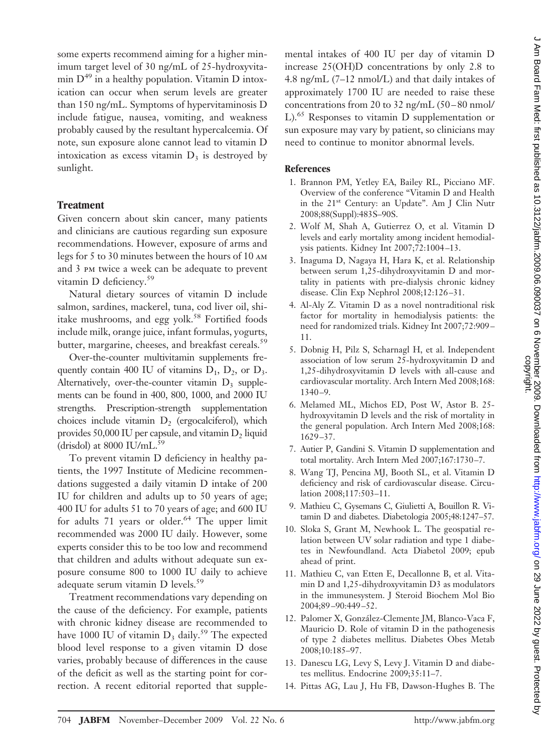some experts recommend aiming for a higher minimum target level of 30 ng/mL of 25-hydroxyvitamin D[49] in a healthy population. Vitamin D intoxication can occur when serum levels are greater than 150 ng/mL. Symptoms of hypervitaminosis D include fatigue, nausea, vomiting, and weakness probably caused by the resultant hypercalcemia. Of note, sun exposure alone cannot lead to vitamin D intoxication as excess vitamin $D_3$ is destroyed by sunlight.

## Treatment

Given concern about skin cancer, many patients and clinicians are cautious regarding sun exposure recommendations. However, exposure of arms and legs for 5 to 30 minutes between the hours of 10 AM and 3 PM twice a week can be adequate to prevent vitamin D deficiency.[59]

Natural dietary sources of vitamin D include salmon, sardines, mackerel, tuna, cod liver oil, shiitake mushrooms, and egg yolk.[58] Fortified foods include milk, orange juice, infant formulas, yogurts, butter, margarine, cheeses, and breakfast cereals.[59]

Over-the-counter multivitamin supplements frequently contain 400 IU of vitamins $D_1$, $D_2$, or $D_3$. Alternatively, over-the-counter vitamin $D_3$ supplements can be found in 400, 800, 1000, and 2000 IU strengths. Prescription-strength supplementation choices include vitamin $D_2$ (ergocalciferol), which provides 50,000 IU per capsule, and vitamin $D_2$ liquid (drisdol) at 8000 IU/mL.[59]

To prevent vitamin D deficiency in healthy patients, the 1997 Institute of Medicine recommendations suggested a daily vitamin D intake of 200 IU for children and adults up to 50 years of age; 400 IU for adults 51 to 70 years of age; and 600 IU for adults 71 years or older.[64] The upper limit recommended was 2000 IU daily. However, some experts consider this to be too low and recommend that children and adults without adequate sun exposure consume 800 to 1000 IU daily to achieve adequate serum vitamin D levels.[59]

Treatment recommendations vary depending on the cause of the deficiency. For example, patients with chronic kidney disease are recommended to have 1000 IU of vitamin $D_3$ daily.[59] The expected blood level response to a given vitamin D dose varies, probably because of differences in the cause of the deficit as well as the starting point for correction. A recent editorial reported that supplemental intakes of 400 IU per day of vitamin D increase 25(OH)D concentrations by only 2.8 to 4.8 ng/mL (7–12 nmol/L) and that daily intakes of approximately 1700 IU are needed to raise these concentrations from 20 to 32 ng/mL (50–80 nmol/L).[65] Responses to vitamin D supplementation or sun exposure may vary by patient, so clinicians may need to continue to monitor abnormal levels.

## References

1. Brannon PM, Yetley EA, Bailey RL, Picciano MF. Overview of the conference "Vitamin D and Health in the 21st Century: an Update". Am J Clin Nutr 2008;88(Suppl):483S–90S.
2. Wolf M, Shah A, Gutierrez O, et al. Vitamin D levels and early mortality among incident hemodialysis patients. Kidney Int 2007;72:1004–13.
3. Inaguma D, Nagaya H, Hara K, et al. Relationship between serum 1,25-dihydroxyvitamin D and mortality in patients with pre-dialysis chronic kidney disease. Clin Exp Nephrol 2008;12:126–31.
4. Al-Aly Z. Vitamin D as a novel nontraditional risk factor for mortality in hemodialysis patients: the need for randomized trials. Kidney Int 2007;72:909–11.
5. Dobnig H, Pilz S, Scharnagl H, et al. Independent association of low serum 25-hydroxyvitamin D and 1,25-dihydroxyvitamin D levels with all-cause and cardiovascular mortality. Arch Intern Med 2008;168:1340–9.
6. Melamed ML, Michos ED, Post W, Astor B. 25-hydroxyvitamin D levels and the risk of mortality in the general population. Arch Intern Med 2008;168:1629–37.
7. Autier P, Gandini S. Vitamin D supplementation and total mortality. Arch Intern Med 2007;167:1730–7.
8. Wang TJ, Pencina MJ, Booth SL, et al. Vitamin D deficiency and risk of cardiovascular disease. Circulation 2008;117:503–11.
9. Mathieu C, Gysemans C, Giulietti A, Bouillon R. Vitamin D and diabetes. Diabetologia 2005;48:1247–57.
10. Sloka S, Grant M, Newhook L. The geospatial relation between UV solar radiation and type 1 diabetes in Newfoundland. Acta Diabetol 2009; epub ahead of print.
11. Mathieu C, van Etten E, Decallonne B, et al. Vitamin D and 1,25-dihydroxyvitamin D3 as modulators in the immunesystem. J Steroid Biochem Mol Bio 2004;89–90:449–52.
12. Palomer X, González-Clemente JM, Blanco-Vaca F, Mauricio D. Role of vitamin D in the pathogenesis of type 2 diabetes mellitus. Diabetes Obes Metab 2008;10:185–97.
13. Danescu LG, Levy S, Levy J. Vitamin D and diabetes mellitus. Endocrine 2009;35:11–7.
14. Pittas AG, Lau J, Hu FB, Dawson-Hughes B. The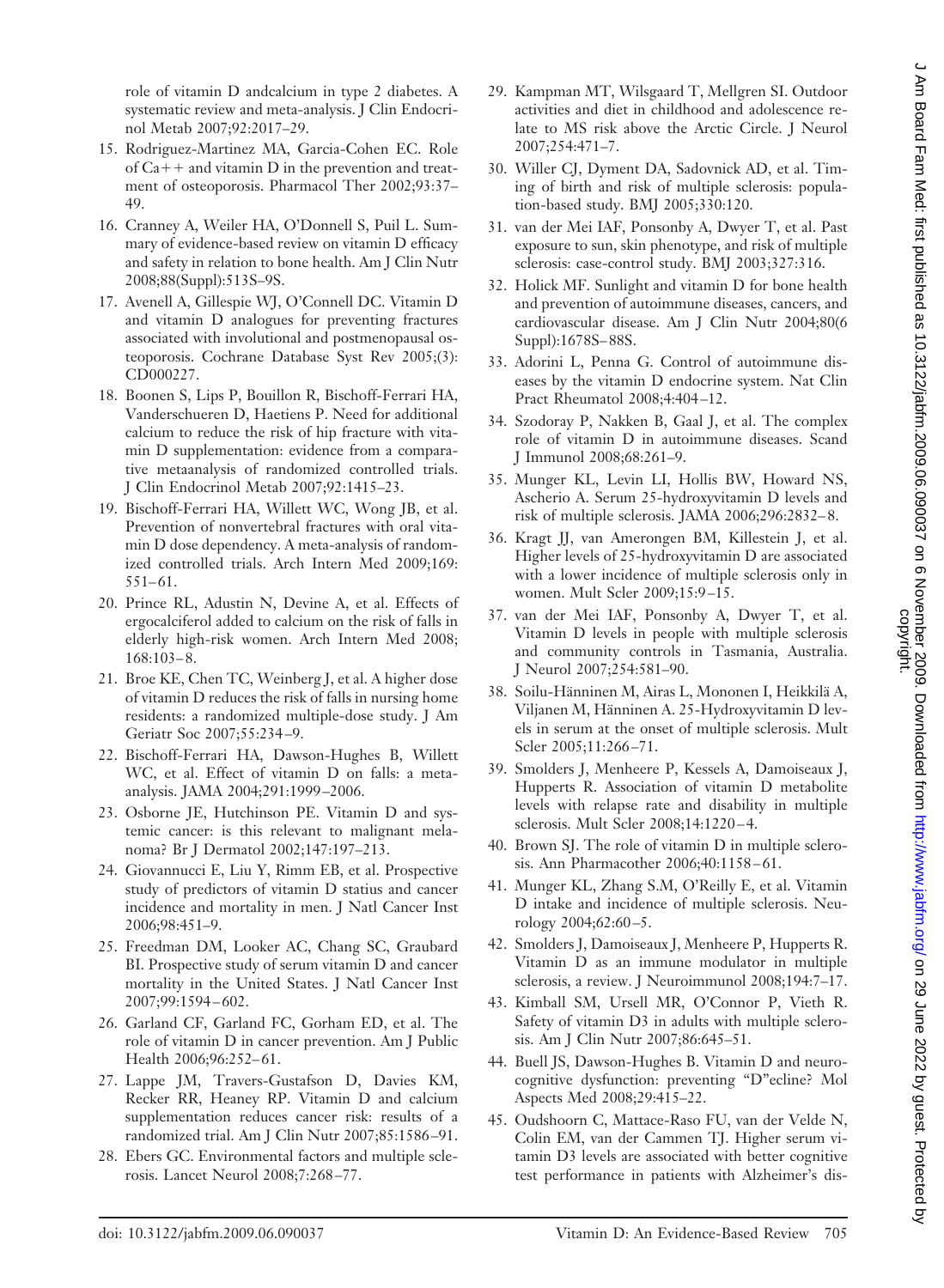role of vitamin D andcalcium in type 2 diabetes. A systematic review and meta-analysis. J Clin Endocrinol Metab 2007;92:2017–29.

15. Rodriguez-Martinez MA, Garcia-Cohen EC. Role of Ca++ and vitamin D in the prevention and treatment of osteoporosis. Pharmacol Ther 2002;93:37–49.
16. Cranney A, Weiler HA, O'Donnell S, Puil L. Summary of evidence-based review on vitamin D efficacy and safety in relation to bone health. Am J Clin Nutr 2008;88(Suppl):513S–9S.
17. Avenell A, Gillespie WJ, O'Connell DC. Vitamin D and vitamin D analogues for preventing fractures associated with involutional and postmenopausal osteoporosis. Cochrane Database Syst Rev 2005;(3): CD000227.
18. Boonen S, Lips P, Bouillon R, Bischoff-Ferrari HA, Vanderschueren D, Haetiens P. Need for additional calcium to reduce the risk of hip fracture with vitamin D supplementation: evidence from a comparative metaanalysis of randomized controlled trials. J Clin Endocrinol Metab 2007;92:1415–23.
19. Bischoff-Ferrari HA, Willett WC, Wong JB, et al. Prevention of nonvertebral fractures with oral vitamin D dose dependency. A meta-analysis of randomized controlled trials. Arch Intern Med 2009;169: 551–61.
20. Prince RL, Adustin N, Devine A, et al. Effects of ergocalciferol added to calcium on the risk of falls in elderly high-risk women. Arch Intern Med 2008; 168:103–8.
21. Broe KE, Chen TC, Weinberg J, et al. A higher dose of vitamin D reduces the risk of falls in nursing home residents: a randomized multiple-dose study. J Am Geriatr Soc 2007;55:234–9.
22. Bischoff-Ferrari HA, Dawson-Hughes B, Willett WC, et al. Effect of vitamin D on falls: a meta-analysis. JAMA 2004;291:1999–2006.
23. Osborne JE, Hutchinson PE. Vitamin D and systemic cancer: is this relevant to malignant melanoma? Br J Dermatol 2002;147:197–213.
24. Giovannucci E, Liu Y, Rimm EB, et al. Prospective study of predictors of vitamin D statius and cancer incidence and mortality in men. J Natl Cancer Inst 2006;98:451–9.
25. Freedman DM, Looker AC, Chang SC, Graubard BI. Prospective study of serum vitamin D and cancer mortality in the United States. J Natl Cancer Inst 2007;99:1594–602.
26. Garland CF, Garland FC, Gorham ED, et al. The role of vitamin D in cancer prevention. Am J Public Health 2006;96:252–61.
27. Lappe JM, Travers-Gustafson D, Davies KM, Recker RR, Heaney RP. Vitamin D and calcium supplementation reduces cancer risk: results of a randomized trial. Am J Clin Nutr 2007;85:1586–91.
28. Ebers GC. Environmental factors and multiple sclerosis. Lancet Neurol 2008;7:268–77.
29. Kampman MT, Wilsgaard T, Mellgren SI. Outdoor activities and diet in childhood and adolescence relate to MS risk above the Arctic Circle. J Neurol 2007;254:471–7.
30. Willer CJ, Dyment DA, Sadovnick AD, et al. Timing of birth and risk of multiple sclerosis: population-based study. BMJ 2005;330:120.
31. van der Mei IAF, Ponsonby A, Dwyer T, et al. Past exposure to sun, skin phenotype, and risk of multiple sclerosis: case-control study. BMJ 2003;327:316.
32. Holick MF. Sunlight and vitamin D for bone health and prevention of autoimmune diseases, cancers, and cardiovascular disease. Am J Clin Nutr 2004;80(6 Suppl):1678S–88S.
33. Adorini L, Penna G. Control of autoimmune diseases by the vitamin D endocrine system. Nat Clin Pract Rheumatol 2008;4:404–12.
34. Szodoray P, Nakken B, Gaal J, et al. The complex role of vitamin D in autoimmune diseases. Scand J Immunol 2008;68:261–9.
35. Munger KL, Levin LI, Hollis BW, Howard NS, Ascherio A. Serum 25-hydroxyvitamin D levels and risk of multiple sclerosis. JAMA 2006;296:2832–8.
36. Kragt JJ, van Amerongen BM, Killestein J, et al. Higher levels of 25-hydroxyvitamin D are associated with a lower incidence of multiple sclerosis only in women. Mult Scler 2009;15:9–15.
37. van der Mei IAF, Ponsonby A, Dwyer T, et al. Vitamin D levels in people with multiple sclerosis and community controls in Tasmania, Australia. J Neurol 2007;254:581–90.
38. Soilu-Hänninen M, Airas L, Mononen I, Heikkilä A, Viljanen M, Hänninen A. 25-Hydroxyvitamin D levels in serum at the onset of multiple sclerosis. Mult Scler 2005;11:266–71.
39. Smolders J, Menheere P, Kessels A, Damoiseaux J, Hupperts R. Association of vitamin D metabolite levels with relapse rate and disability in multiple sclerosis. Mult Scler 2008;14:1220–4.
40. Brown SJ. The role of vitamin D in multiple sclerosis. Ann Pharmacother 2006;40:1158–61.
41. Munger KL, Zhang S.M, O'Reilly E, et al. Vitamin D intake and incidence of multiple sclerosis. Neurology 2004;62:60–5.
42. Smolders J, Damoiseaux J, Menheere P, Hupperts R. Vitamin D as an immune modulator in multiple sclerosis, a review. J Neuroimmunol 2008;194:7–17.
43. Kimball SM, Ursell MR, O'Connor P, Vieth R. Safety of vitamin D3 in adults with multiple sclerosis. Am J Clin Nutr 2007;86:645–51.
44. Buell JS, Dawson-Hughes B. Vitamin D and neurocognitive dysfunction: preventing "D"ecline? Mol Aspects Med 2008;29:415–22.
45. Oudshoorn C, Mattace-Raso FU, van der Velde N, Colin EM, van der Cammen TJ. Higher serum vitamin D3 levels are associated with better cognitive test performance in patients with Alzheimer's dis-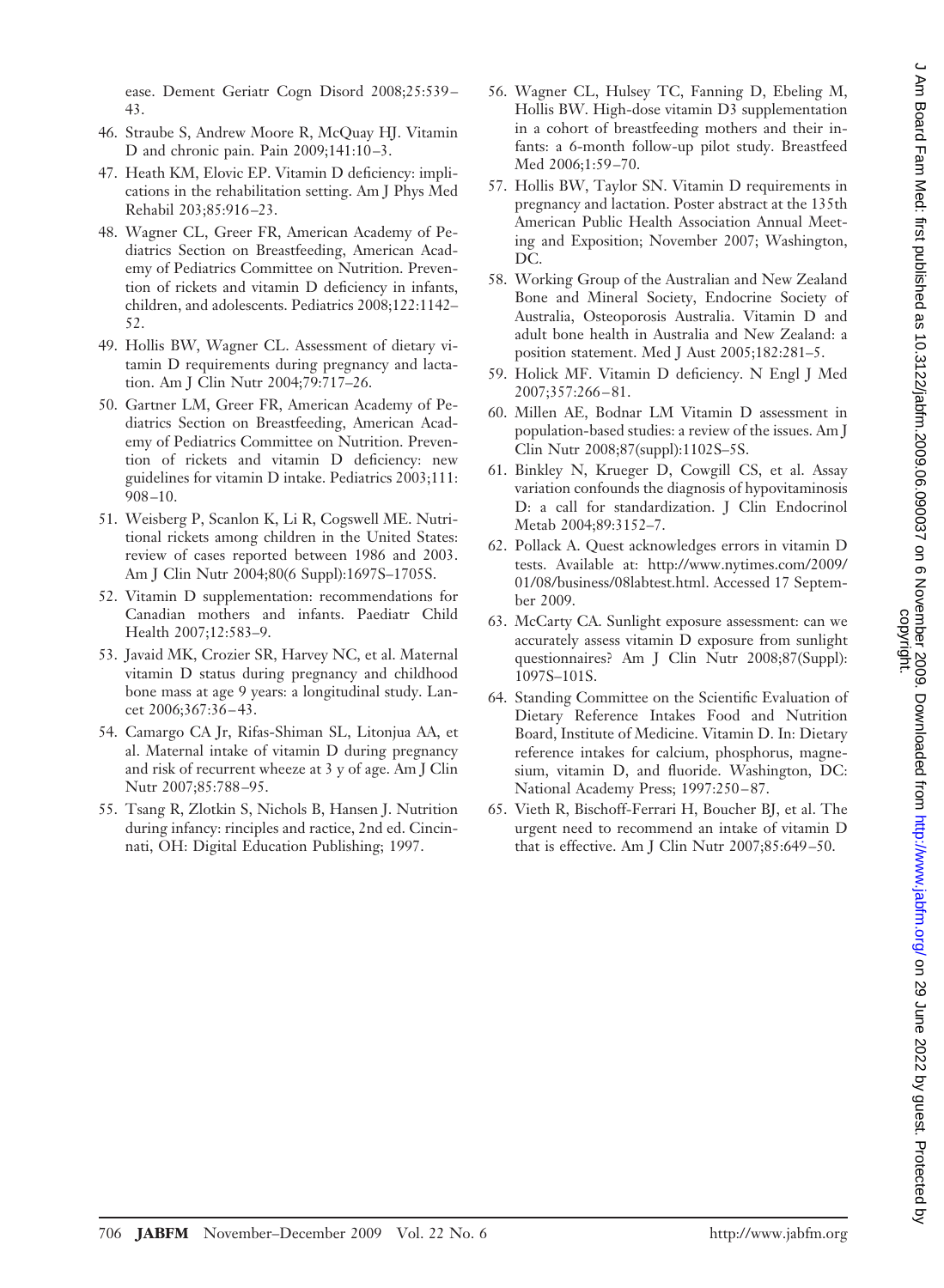ease. Dement Geriatr Cogn Disord 2008;25:539–43.

46. Straube S, Andrew Moore R, McQuay HJ. Vitamin D and chronic pain. Pain 2009;141:10–3.
47. Heath KM, Elovic EP. Vitamin D deficiency: implications in the rehabilitation setting. Am J Phys Med Rehabil 203;85:916–23.
48. Wagner CL, Greer FR, American Academy of Pediatrics Section on Breastfeeding, American Academy of Pediatrics Committee on Nutrition. Prevention of rickets and vitamin D deficiency in infants, children, and adolescents. Pediatrics 2008;122:1142–52.
49. Hollis BW, Wagner CL. Assessment of dietary vitamin D requirements during pregnancy and lactation. Am J Clin Nutr 2004;79:717–26.
50. Gartner LM, Greer FR, American Academy of Pediatrics Section on Breastfeeding, American Academy of Pediatrics Committee on Nutrition. Prevention of rickets and vitamin D deficiency: new guidelines for vitamin D intake. Pediatrics 2003;111:908–10.
51. Weisberg P, Scanlon K, Li R, Cogswell ME. Nutritional rickets among children in the United States: review of cases reported between 1986 and 2003. Am J Clin Nutr 2004;80(6 Suppl):1697S–1705S.
52. Vitamin D supplementation: recommendations for Canadian mothers and infants. Paediatr Child Health 2007;12:583–9.
53. Javaid MK, Crozier SR, Harvey NC, et al. Maternal vitamin D status during pregnancy and childhood bone mass at age 9 years: a longitudinal study. Lancet 2006;367:36–43.
54. Camargo CA Jr, Rifas-Shiman SL, Litonjua AA, et al. Maternal intake of vitamin D during pregnancy and risk of recurrent wheeze at 3 y of age. Am J Clin Nutr 2007;85:788–95.
55. Tsang R, Zlotkin S, Nichols B, Hansen J. Nutrition during infancy: rinciples and ractice, 2nd ed. Cincinnati, OH: Digital Education Publishing; 1997.
56. Wagner CL, Hulsey TC, Fanning D, Ebeling M, Hollis BW. High-dose vitamin D3 supplementation in a cohort of breastfeeding mothers and their infants: a 6-month follow-up pilot study. Breastfeed Med 2006;1:59–70.
57. Hollis BW, Taylor SN. Vitamin D requirements in pregnancy and lactation. Poster abstract at the 135th American Public Health Association Annual Meeting and Exposition; November 2007; Washington, DC.
58. Working Group of the Australian and New Zealand Bone and Mineral Society, Endocrine Society of Australia, Osteoporosis Australia. Vitamin D and adult bone health in Australia and New Zealand: a position statement. Med J Aust 2005;182:281–5.
59. Holick MF. Vitamin D deficiency. N Engl J Med 2007;357:266–81.
60. Millen AE, Bodnar LM Vitamin D assessment in population-based studies: a review of the issues. Am J Clin Nutr 2008;87(suppl):1102S–5S.
61. Binkley N, Krueger D, Cowgill CS, et al. Assay variation confounds the diagnosis of hypovitaminosis D: a call for standardization. J Clin Endocrinol Metab 2004;89:3152–7.
62. Pollack A. Quest acknowledges errors in vitamin D tests. Available at: http://www.nytimes.com/2009/01/08/business/08labtest.html. Accessed 17 September 2009.
63. McCarty CA. Sunlight exposure assessment: can we accurately assess vitamin D exposure from sunlight questionnaires? Am J Clin Nutr 2008;87(Suppl):1097S–101S.
64. Standing Committee on the Scientific Evaluation of Dietary Reference Intakes Food and Nutrition Board, Institute of Medicine. Vitamin D. In: Dietary reference intakes for calcium, phosphorus, magnesium, vitamin D, and fluoride. Washington, DC: National Academy Press; 1997:250–87.
65. Vieth R, Bischoff-Ferrari H, Boucher BJ, et al. The urgent need to recommend an intake of vitamin D that is effective. Am J Clin Nutr 2007;85:649–50.